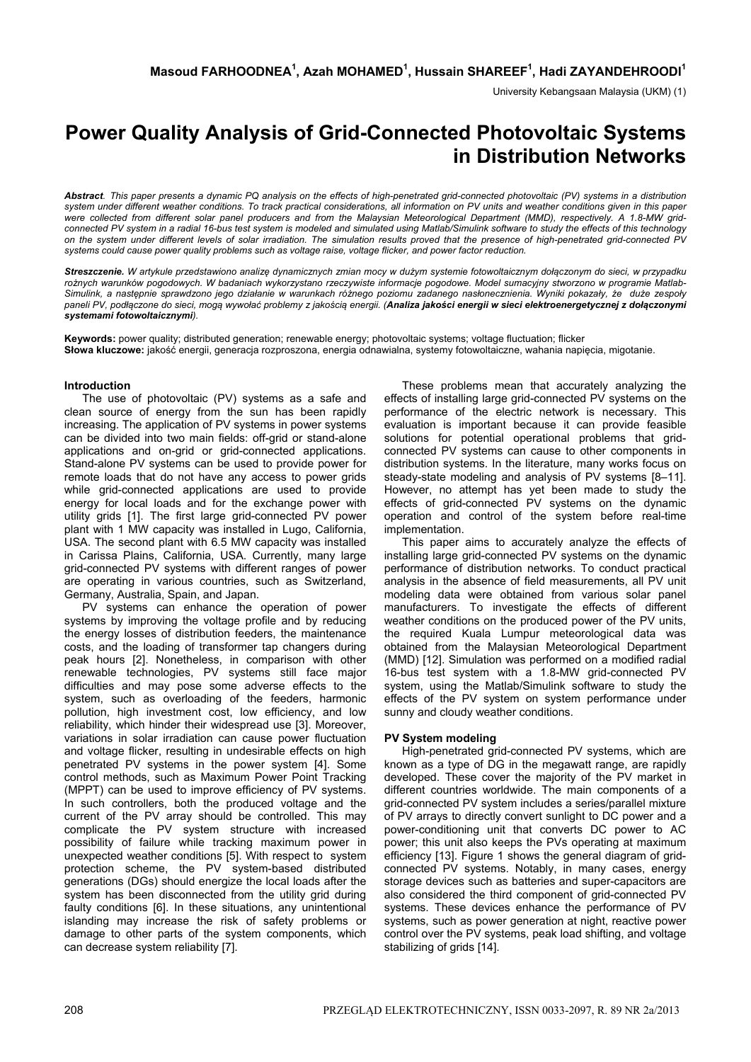**Masoud FARHOODNEA[1], Azah MOHAMED[1], Hussain SHAREEF[1], Hadi ZAYANDEHROODI[1]**

University Kebangsaan Malaysia (UKM) (1)

# Power Quality Analysis of Grid-Connected Photovoltaic Systems in Distribution Networks

***Abstract**. This paper presents a dynamic PQ analysis on the effects of high-penetrated grid-connected photovoltaic (PV) systems in a distribution system under different weather conditions. To track practical considerations, all information on PV units and weather conditions given in this paper were collected from different solar panel producers and from the Malaysian Meteorological Department (MMD), respectively. A 1.8-MW grid-connected PV system in a radial 16-bus test system is modeled and simulated using Matlab/Simulink software to study the effects of this technology on the system under different levels of solar irradiation. The simulation results proved that the presence of high-penetrated grid-connected PV systems could cause power quality problems such as voltage raise, voltage flicker, and power factor reduction.*

***Streszczenie.** W artykule przedstawiono analizę dynamicznych zmian mocy w dużym systemie fotowoltaicznym dołączonym do sieci, w przypadku rożnych warunków pogodowych. W badaniach wykorzystano rzeczywiste informacje pogodowe. Model sumacyjny stworzono w programie Matlab-Simulink, a następnie sprawdzono jego działanie w warunkach różnego poziomu zadanego nasłonecznienia. Wyniki pokazały, że duże zespoły paneli PV, podłączone do sieci, mogą wywołać problemy z jakością energii. (**Analiza jakości energii w sieci elektroenergetycznej z dołączonymi systemami fotowoltaicznymi**).*

**Keywords:** power quality; distributed generation; renewable energy; photovoltaic systems; voltage fluctuation; flicker
**Słowa kluczowe:** jakość energii, generacja rozproszona, energia odnawialna, systemy fotowoltaiczne, wahania napięcia, migotanie.

## Introduction

The use of photovoltaic (PV) systems as a safe and clean source of energy from the sun has been rapidly increasing. The application of PV systems in power systems can be divided into two main fields: off-grid or stand-alone applications and on-grid or grid-connected applications. Stand-alone PV systems can be used to provide power for remote loads that do not have any access to power grids while grid-connected applications are used to provide energy for local loads and for the exchange power with utility grids [1]. The first large grid-connected PV power plant with 1 MW capacity was installed in Lugo, California, USA. The second plant with 6.5 MW capacity was installed in Carissa Plains, California, USA. Currently, many large grid-connected PV systems with different ranges of power are operating in various countries, such as Switzerland, Germany, Australia, Spain, and Japan.

PV systems can enhance the operation of power systems by improving the voltage profile and by reducing the energy losses of distribution feeders, the maintenance costs, and the loading of transformer tap changers during peak hours [2]. Nonetheless, in comparison with other renewable technologies, PV systems still face major difficulties and may pose some adverse effects to the system, such as overloading of the feeders, harmonic pollution, high investment cost, low efficiency, and low reliability, which hinder their widespread use [3]. Moreover, variations in solar irradiation can cause power fluctuation and voltage flicker, resulting in undesirable effects on high penetrated PV systems in the power system [4]. Some control methods, such as Maximum Power Point Tracking (MPPT) can be used to improve efficiency of PV systems. In such controllers, both the produced voltage and the current of the PV array should be controlled. This may complicate the PV system structure with increased possibility of failure while tracking maximum power in unexpected weather conditions [5]. With respect to system protection scheme, the PV system-based distributed generations (DGs) should energize the local loads after the system has been disconnected from the utility grid during faulty conditions [6]. In these situations, any unintentional islanding may increase the risk of safety problems or damage to other parts of the system components, which can decrease system reliability [7].

These problems mean that accurately analyzing the effects of installing large grid-connected PV systems on the performance of the electric network is necessary. This evaluation is important because it can provide feasible solutions for potential operational problems that grid-connected PV systems can cause to other components in distribution systems. In the literature, many works focus on steady-state modeling and analysis of PV systems [8–11]. However, no attempt has yet been made to study the effects of grid-connected PV systems on the dynamic operation and control of the system before real-time implementation.

This paper aims to accurately analyze the effects of installing large grid-connected PV systems on the dynamic performance of distribution networks. To conduct practical analysis in the absence of field measurements, all PV unit modeling data were obtained from various solar panel manufacturers. To investigate the effects of different weather conditions on the produced power of the PV units, the required Kuala Lumpur meteorological data was obtained from the Malaysian Meteorological Department (MMD) [12]. Simulation was performed on a modified radial 16-bus test system with a 1.8-MW grid-connected PV system, using the Matlab/Simulink software to study the effects of the PV system on system performance under sunny and cloudy weather conditions.

## PV System modeling

High-penetrated grid-connected PV systems, which are known as a type of DG in the megawatt range, are rapidly developed. These cover the majority of the PV market in different countries worldwide. The main components of a grid-connected PV system includes a series/parallel mixture of PV arrays to directly convert sunlight to DC power and a power-conditioning unit that converts DC power to AC power; this unit also keeps the PVs operating at maximum efficiency [13]. Figure 1 shows the general diagram of grid-connected PV systems. Notably, in many cases, energy storage devices such as batteries and super-capacitors are also considered the third component of grid-connected PV systems. These devices enhance the performance of PV systems, such as power generation at night, reactive power control over the PV systems, peak load shifting, and voltage stabilizing of grids [14].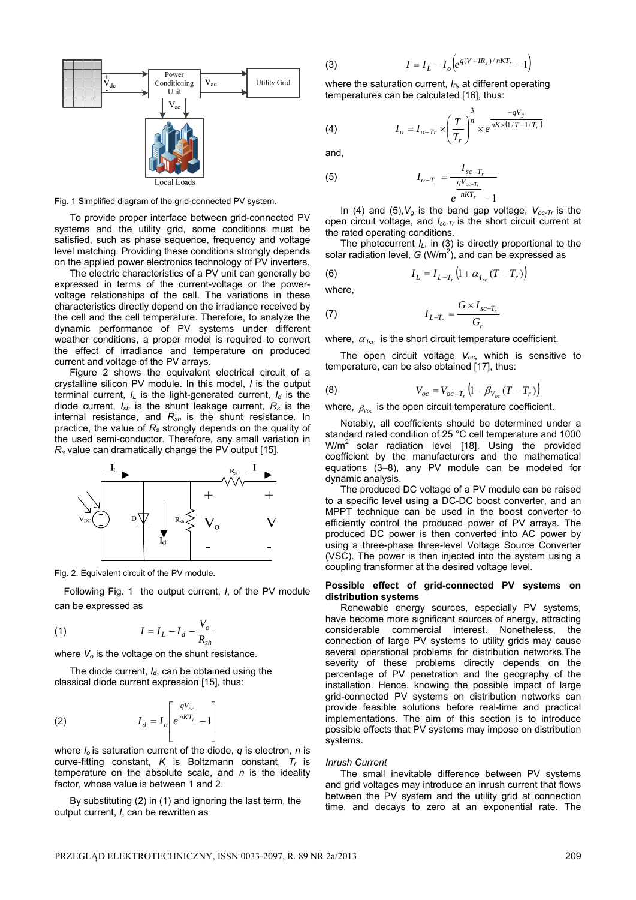Fig. 1 Simplified diagram of the grid-connected PV system.

To provide proper interface between grid-connected PV systems and the utility grid, some conditions must be satisfied, such as phase sequence, frequency and voltage level matching. Providing these conditions strongly depends on the applied power electronics technology of PV inverters.

The electric characteristics of a PV unit can generally be expressed in terms of the current-voltage or the power-voltage relationships of the cell. The variations in these characteristics directly depend on the irradiance received by the cell and the cell temperature. Therefore, to analyze the dynamic performance of PV systems under different weather conditions, a proper model is required to convert the effect of irradiance and temperature on produced current and voltage of the PV arrays.

Figure 2 shows the equivalent electrical circuit of a crystalline silicon PV module. In this model, $I$ is the output terminal current, $I_L$ is the light-generated current, $I_d$ is the diode current, $I_{sh}$ is the shunt leakage current, $R_s$ is the internal resistance, and $R_{sh}$ is the shunt resistance. In practice, the value of $R_s$ strongly depends on the quality of the used semi-conductor. Therefore, any small variation in $R_s$ value can dramatically change the PV output [15].

Fig. 2. Equivalent circuit of the PV module.

Following Fig. 1 the output current, $I$, of the PV module can be expressed as

$$I = I_L - I_d - \frac{V_o}{R_{sh}} \tag{1}$$

where $V_o$ is the voltage on the shunt resistance.

The diode current, $I_d$, can be obtained using the classical diode current expression [15], thus:

$$I_d = I_o\left[e^{\frac{qV_{oc}}{nKT_r}} - 1\right] \tag{2}$$

where $I_o$ is saturation current of the diode, $q$ is electron, $n$ is curve-fitting constant, $K$ is Boltzmann constant, $T_r$ is temperature on the absolute scale, and $n$ is the ideality factor, whose value is between 1 and 2.

By substituting (2) in (1) and ignoring the last term, the output current, $I$, can be rewritten as

$$I = I_L - I_o\left(e^{q(V+IR_s)/nKT_r} - 1\right) \tag{3}$$

where the saturation current, $I_0$, at different operating temperatures can be calculated [16], thus:

$$I_o = I_{o-Tr} \times \left(\frac{T}{T_r}\right)^{\frac{3}{n}} \times e^{\frac{-qV_g}{nK\times(1/T - 1/T_r)}} \tag{4}$$

and,

$$I_{o-T_r} = \frac{I_{sc-T_r}}{e^{\frac{qV_{oc-T_r}}{nKT_r}} - 1} \tag{5}$$

In (4) and (5), $V_g$ is the band gap voltage, $V_{oc\text{-}Tr}$ is the open circuit voltage, and $I_{sc\text{-}Tr}$ is the short circuit current at the rated operating conditions.

The photocurrent $I_L$, in (3) is directly proportional to the solar radiation level, $G$ (W/m$^2$), and can be expressed as

$$I_L = I_{L-T_r}\left(1 + \alpha_{I_{sc}}(T - T_r)\right) \tag{6}$$

where,

$$I_{L-T_r} = \frac{G \times I_{sc-T_r}}{G_r} \tag{7}$$

where, $\alpha_{Isc}$ is the short circuit temperature coefficient.

The open circuit voltage $V_{oc}$, which is sensitive to temperature, can be also obtained [17], thus:

$$V_{oc} = V_{oc-T_r}\left(1 - \beta_{V_{oc}}(T - T_r)\right) \tag{8}$$

where, $\beta_{Voc}$ is the open circuit temperature coefficient.

Notably, all coefficients should be determined under a standard rated condition of 25 °C cell temperature and 1000 W/m$^2$ solar radiation level [18]. Using the provided coefficient by the manufacturers and the mathematical equations (3–8), any PV module can be modeled for dynamic analysis.

The produced DC voltage of a PV module can be raised to a specific level using a DC-DC boost converter, and an MPPT technique can be used in the boost converter to efficiently control the produced power of PV arrays. The produced DC power is then converted into AC power by using a three-phase three-level Voltage Source Converter (VSC). The power is then injected into the system using a coupling transformer at the desired voltage level.

## Possible effect of grid-connected PV systems on distribution systems

Renewable energy sources, especially PV systems, have become more significant sources of energy, attracting considerable commercial interest. Nonetheless, the connection of large PV systems to utility grids may cause several operational problems for distribution networks.The severity of these problems directly depends on the percentage of PV penetration and the geography of the installation. Hence, knowing the possible impact of large grid-connected PV systems on distribution networks can provide feasible solutions before real-time and practical implementations. The aim of this section is to introduce possible effects that PV systems may impose on distribution systems.

### *Inrush Current*

The small inevitable difference between PV systems and grid voltages may introduce an inrush current that flows between the PV system and the utility grid at connection time, and decays to zero at an exponential rate. The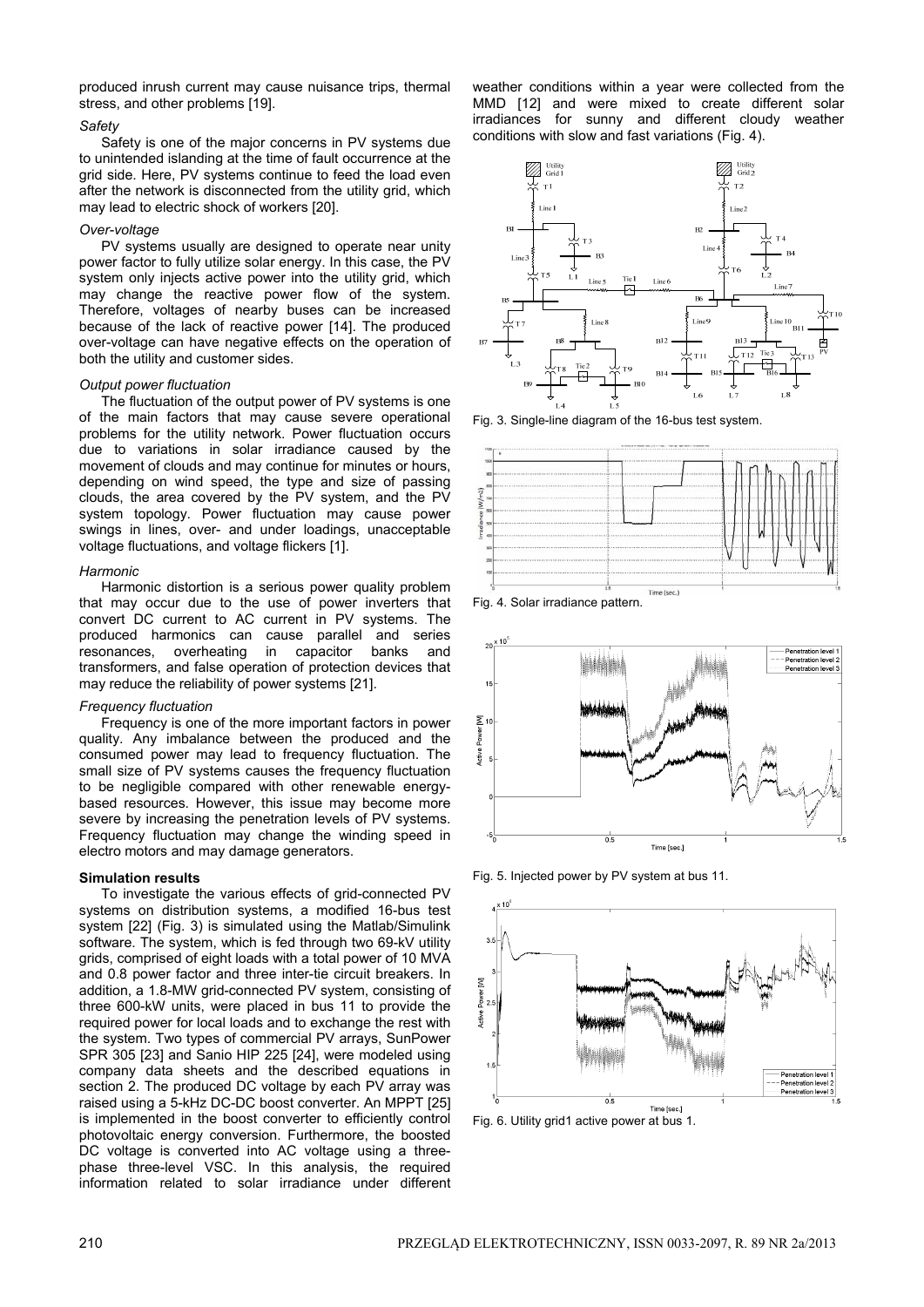produced inrush current may cause nuisance trips, thermal stress, and other problems [19].

*Safety*

Safety is one of the major concerns in PV systems due to unintended islanding at the time of fault occurrence at the grid side. Here, PV systems continue to feed the load even after the network is disconnected from the utility grid, which may lead to electric shock of workers [20].

*Over-voltage*

PV systems usually are designed to operate near unity power factor to fully utilize solar energy. In this case, the PV system only injects active power into the utility grid, which may change the reactive power flow of the system. Therefore, voltages of nearby buses can be increased because of the lack of reactive power [14]. The produced over-voltage can have negative effects on the operation of both the utility and customer sides.

*Output power fluctuation*

The fluctuation of the output power of PV systems is one of the main factors that may cause severe operational problems for the utility network. Power fluctuation occurs due to variations in solar irradiance caused by the movement of clouds and may continue for minutes or hours, depending on wind speed, the type and size of passing clouds, the area covered by the PV system, and the PV system topology. Power fluctuation may cause power swings in lines, over- and under loadings, unacceptable voltage fluctuations, and voltage flickers [1].

*Harmonic*

Harmonic distortion is a serious power quality problem that may occur due to the use of power inverters that convert DC current to AC current in PV systems. The produced harmonics can cause parallel and series resonances, overheating in capacitor banks and transformers, and false operation of protection devices that may reduce the reliability of power systems [21].

*Frequency fluctuation*

Frequency is one of the more important factors in power quality. Any imbalance between the produced and the consumed power may lead to frequency fluctuation. The small size of PV systems causes the frequency fluctuation to be negligible compared with other renewable energy-based resources. However, this issue may become more severe by increasing the penetration levels of PV systems. Frequency fluctuation may change the winding speed in electro motors and may damage generators.

**Simulation results**

To investigate the various effects of grid-connected PV systems on distribution systems, a modified 16-bus test system [22] (Fig. 3) is simulated using the Matlab/Simulink software. The system, which is fed through two 69-kV utility grids, comprised of eight loads with a total power of 10 MVA and 0.8 power factor and three inter-tie circuit breakers. In addition, a 1.8-MW grid-connected PV system, consisting of three 600-kW units, were placed in bus 11 to provide the required power for local loads and to exchange the rest with the system. Two types of commercial PV arrays, SunPower SPR 305 [23] and Sanio HIP 225 [24], were modeled using company data sheets and the described equations in section 2. The produced DC voltage by each PV array was raised using a 5-kHz DC-DC boost converter. An MPPT [25] is implemented in the boost converter to efficiently control photovoltaic energy conversion. Furthermore, the boosted DC voltage is converted into AC voltage using a three-phase three-level VSC. In this analysis, the required information related to solar irradiance under different weather conditions within a year were collected from the MMD [12] and were mixed to create different solar irradiances for sunny and different cloudy weather conditions with slow and fast variations (Fig. 4).

Fig. 3. Single-line diagram of the 16-bus test system.

Fig. 4. Solar irradiance pattern.

Fig. 5. Injected power by PV system at bus 11.

Fig. 6. Utility grid1 active power at bus 1.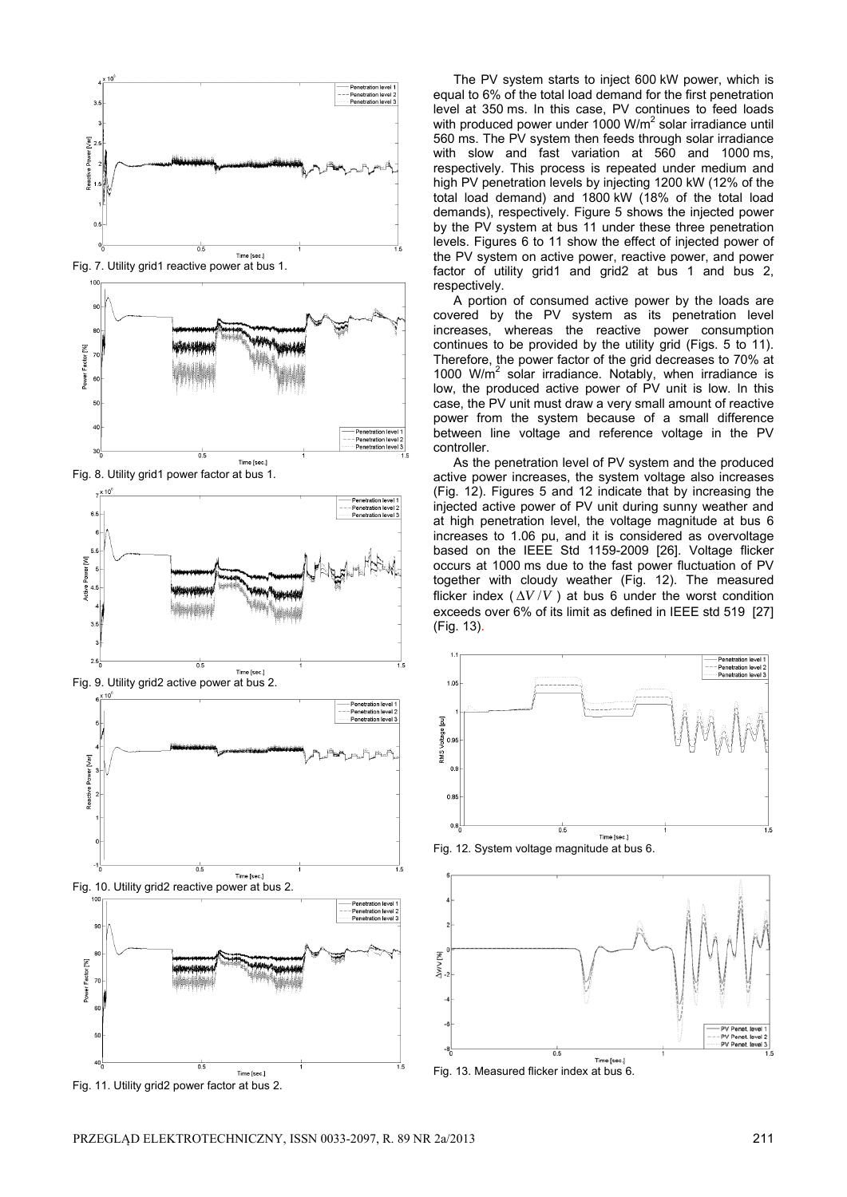Fig. 7. Utility grid1 reactive power at bus 1.

Fig. 8. Utility grid1 power factor at bus 1.

Fig. 9. Utility grid2 active power at bus 2.

Fig. 10. Utility grid2 reactive power at bus 2.

Fig. 11. Utility grid2 power factor at bus 2.

The PV system starts to inject 600 kW power, which is equal to 6% of the total load demand for the first penetration level at 350 ms. In this case, PV continues to feed loads with produced power under 1000 W/m$^2$ solar irradiance until 560 ms. The PV system then feeds through solar irradiance with slow and fast variation at 560 and 1000 ms, respectively. This process is repeated under medium and high PV penetration levels by injecting 1200 kW (12% of the total load demand) and 1800 kW (18% of the total load demands), respectively. Figure 5 shows the injected power by the PV system at bus 11 under these three penetration levels. Figures 6 to 11 show the effect of injected power of the PV system on active power, reactive power, and power factor of utility grid1 and grid2 at bus 1 and bus 2, respectively.

A portion of consumed active power by the loads are covered by the PV system as its penetration level increases, whereas the reactive power consumption continues to be provided by the utility grid (Figs. 5 to 11). Therefore, the power factor of the grid decreases to 70% at 1000 W/m$^2$ solar irradiance. Notably, when irradiance is low, the produced active power of PV unit is low. In this case, the PV unit must draw a very small amount of reactive power from the system because of a small difference between line voltage and reference voltage in the PV controller.

As the penetration level of PV system and the produced active power increases, the system voltage also increases (Fig. 12). Figures 5 and 12 indicate that by increasing the injected active power of PV unit during sunny weather and at high penetration level, the voltage magnitude at bus 6 increases to 1.06 pu, and it is considered as overvoltage based on the IEEE Std 1159-2009 [26]. Voltage flicker occurs at 1000 ms due to the fast power fluctuation of PV together with cloudy weather (Fig. 12). The measured flicker index ($\Delta V / V$) at bus 6 under the worst condition exceeds over 6% of its limit as defined in IEEE std 519 [27] (Fig. 13).

Fig. 12. System voltage magnitude at bus 6.

Fig. 13. Measured flicker index at bus 6.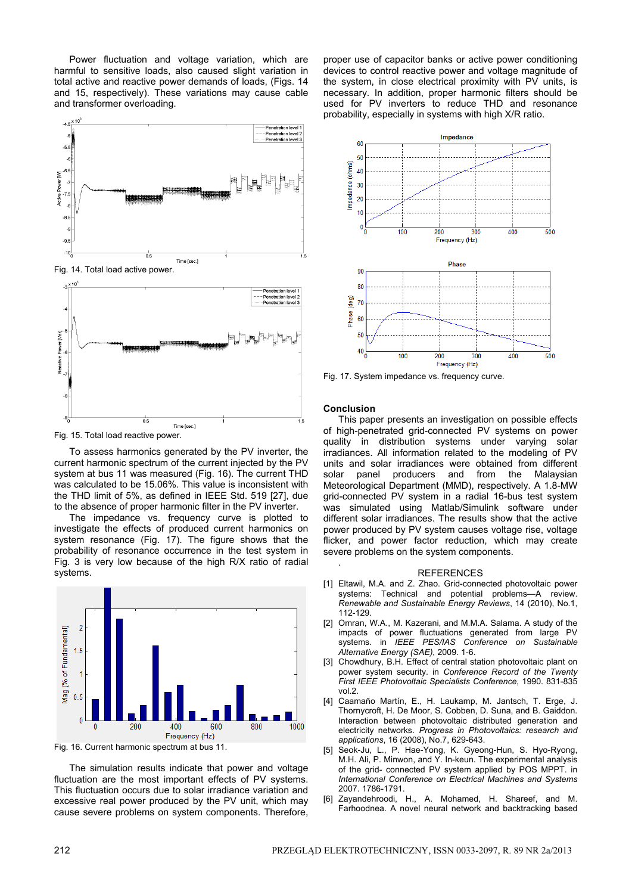Power fluctuation and voltage variation, which are harmful to sensitive loads, also caused slight variation in total active and reactive power demands of loads, (Figs. 14 and 15, respectively). These variations may cause cable and transformer overloading.

Fig. 14. Total load active power.

Fig. 15. Total load reactive power.

To assess harmonics generated by the PV inverter, the current harmonic spectrum of the current injected by the PV system at bus 11 was measured (Fig. 16). The current THD was calculated to be 15.06%. This value is inconsistent with the THD limit of 5%, as defined in IEEE Std. 519 [27], due to the absence of proper harmonic filter in the PV inverter.

The impedance vs. frequency curve is plotted to investigate the effects of produced current harmonics on system resonance (Fig. 17). The figure shows that the probability of resonance occurrence in the test system in Fig. 3 is very low because of the high R/X ratio of radial systems.

Fig. 16. Current harmonic spectrum at bus 11.

The simulation results indicate that power and voltage fluctuation are the most important effects of PV systems. This fluctuation occurs due to solar irradiance variation and excessive real power produced by the PV unit, which may cause severe problems on system components. Therefore, proper use of capacitor banks or active power conditioning devices to control reactive power and voltage magnitude of the system, in close electrical proximity with PV units, is necessary. In addition, proper harmonic filters should be used for PV inverters to reduce THD and resonance probability, especially in systems with high X/R ratio.

Fig. 17. System impedance vs. frequency curve.

## Conclusion

This paper presents an investigation on possible effects of high-penetrated grid-connected PV systems on power quality in distribution systems under varying solar irradiances. All information related to the modeling of PV units and solar irradiances were obtained from different solar panel producers and from the Malaysian Meteorological Department (MMD), respectively. A 1.8-MW grid-connected PV system in a radial 16-bus test system was simulated using Matlab/Simulink software under different solar irradiances. The results show that the active power produced by PV system causes voltage rise, voltage flicker, and power factor reduction, which may create severe problems on the system components.

## REFERENCES

[1] Eltawil, M.A. and Z. Zhao. Grid-connected photovoltaic power systems: Technical and potential problems—A review. *Renewable and Sustainable Energy Reviews*, 14 (2010), No.1, 112-129.

[2] Omran, W.A., M. Kazerani, and M.M.A. Salama. A study of the impacts of power fluctuations generated from large PV systems. in *IEEE PES/IAS Conference on Sustainable Alternative Energy (SAE),* 2009. 1-6.

[3] Chowdhury, B.H. Effect of central station photovoltaic plant on power system security. in *Conference Record of the Twenty First IEEE Photovoltaic Specialists Conference,* 1990. 831-835 vol.2.

[4] Caamaño Martín, E., H. Laukamp, M. Jantsch, T. Erge, J. Thornycroft, H. De Moor, S. Cobben, D. Suna, and B. Gaiddon. Interaction between photovoltaic distributed generation and electricity networks. *Progress in Photovoltaics: research and applications*, 16 (2008), No.7, 629-643.

[5] Seok-Ju, L., P. Hae-Yong, K. Gyeong-Hun, S. Hyo-Ryong, M.H. Ali, P. Minwon, and Y. In-keun. The experimental analysis of the grid- connected PV system applied by POS MPPT. in *International Conference on Electrical Machines and Systems* 2007. 1786-1791.

[6] Zayandehroodi, H., A. Mohamed, H. Shareef, and M. Farhoodnea. A novel neural network and backtracking based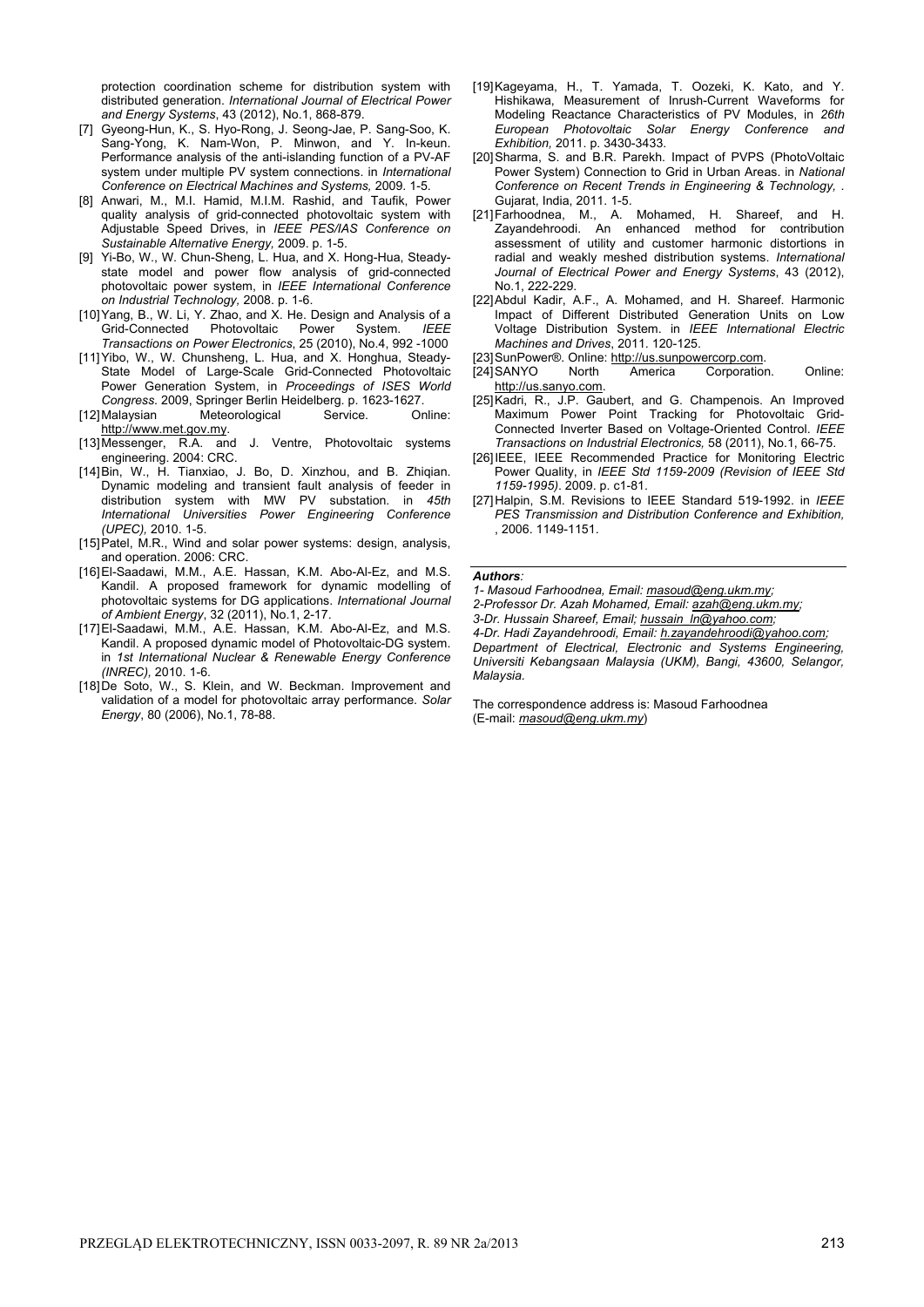protection coordination scheme for distribution system with distributed generation. *International Journal of Electrical Power and Energy Systems*, 43 (2012), No.1, 868-879.

[7] Gyeong-Hun, K., S. Hyo-Rong, J. Seong-Jae, P. Sang-Soo, K. Sang-Yong, K. Nam-Won, P. Minwon, and Y. In-keun. Performance analysis of the anti-islanding function of a PV-AF system under multiple PV system connections. in *International Conference on Electrical Machines and Systems,* 2009. 1-5.

[8] Anwari, M., M.I. Hamid, M.I.M. Rashid, and Taufik, Power quality analysis of grid-connected photovoltaic system with Adjustable Speed Drives, in *IEEE PES/IAS Conference on Sustainable Alternative Energy,* 2009. p. 1-5.

[9] Yi-Bo, W., W. Chun-Sheng, L. Hua, and X. Hong-Hua, Steady-state model and power flow analysis of grid-connected photovoltaic power system, in *IEEE International Conference on Industrial Technology*, 2008. p. 1-6.

[10] Yang, B., W. Li, Y. Zhao, and X. He. Design and Analysis of a Grid-Connected Photovoltaic Power System. *IEEE Transactions on Power Electronics*, 25 (2010), No.4, 992 -1000

[11] Yibo, W., W. Chunsheng, L. Hua, and X. Honghua, Steady-State Model of Large-Scale Grid-Connected Photovoltaic Power Generation System, in *Proceedings of ISES World Congress*. 2009, Springer Berlin Heidelberg. p. 1623-1627.

[12] Malaysian Meteorological Service. Online: http://www.met.gov.my.

[13] Messenger, R.A. and J. Ventre, Photovoltaic systems engineering. 2004: CRC.

[14] Bin, W., H. Tianxiao, J. Bo, D. Xinzhou, and B. Zhiqian. Dynamic modeling and transient fault analysis of feeder in distribution system with MW PV substation. in *45th International Universities Power Engineering Conference (UPEC),* 2010. 1-5.

[15] Patel, M.R., Wind and solar power systems: design, analysis, and operation. 2006: CRC.

[16] El-Saadawi, M.M., A.E. Hassan, K.M. Abo-Al-Ez, and M.S. Kandil. A proposed framework for dynamic modelling of photovoltaic systems for DG applications. *International Journal of Ambient Energy*, 32 (2011), No.1, 2-17.

[17] El-Saadawi, M.M., A.E. Hassan, K.M. Abo-Al-Ez, and M.S. Kandil. A proposed dynamic model of Photovoltaic-DG system. in *1st International Nuclear & Renewable Energy Conference (INREC),* 2010. 1-6.

[18] De Soto, W., S. Klein, and W. Beckman. Improvement and validation of a model for photovoltaic array performance. *Solar Energy*, 80 (2006), No.1, 78-88.

[19] Kageyama, H., T. Yamada, T. Oozeki, K. Kato, and Y. Hishikawa, Measurement of Inrush-Current Waveforms for Modeling Reactance Characteristics of PV Modules, in *26th European Photovoltaic Solar Energy Conference and Exhibition,* 2011. p. 3430-3433.

[20] Sharma, S. and B.R. Parekh. Impact of PVPS (PhotoVoltaic Power System) Connection to Grid in Urban Areas. in *National Conference on Recent Trends in Engineering & Technology,* . Gujarat, India, 2011. 1-5.

[21] Farhoodnea, M., A. Mohamed, H. Shareef, and H. Zayandehroodi. An enhanced method for contribution assessment of utility and customer harmonic distortions in radial and weakly meshed distribution systems. *International Journal of Electrical Power and Energy Systems*, 43 (2012), No.1, 222-229.

[22] Abdul Kadir, A.F., A. Mohamed, and H. Shareef. Harmonic Impact of Different Distributed Generation Units on Low Voltage Distribution System. in *IEEE International Electric Machines and Drives*, 2011. 120-125.

[23] SunPower®. Online: http://us.sunpowercorp.com.

[24] SANYO North America Corporation. Online: http://us.sanyo.com.

[25] Kadri, R., J.P. Gaubert, and G. Champenois. An Improved Maximum Power Point Tracking for Photovoltaic Grid-Connected Inverter Based on Voltage-Oriented Control. *IEEE Transactions on Industrial Electronics,* 58 (2011), No.1, 66-75.

[26] IEEE, IEEE Recommended Practice for Monitoring Electric Power Quality, in *IEEE Std 1159-2009 (Revision of IEEE Std 1159-1995)*. 2009. p. c1-81.

[27] Halpin, S.M. Revisions to IEEE Standard 519-1992. in *IEEE PES Transmission and Distribution Conference and Exhibition,* , 2006. 1149-1151.

***Authors**:*

*1- Masoud Farhoodnea, Email: masoud@eng.ukm.my;*

*2-Professor Dr. Azah Mohamed, Email: azah@eng.ukm.my;*

*3-Dr. Hussain Shareef, Email; hussain_ln@yahoo.com;*

*4-Dr. Hadi Zayandehroodi, Email: h.zayandehroodi@yahoo.com;*

*Department of Electrical, Electronic and Systems Engineering, Universiti Kebangsaan Malaysia (UKM), Bangi, 43600, Selangor, Malaysia.*

The correspondence address is: Masoud Farhoodnea
(E-mail: *masoud@eng.ukm.my*)